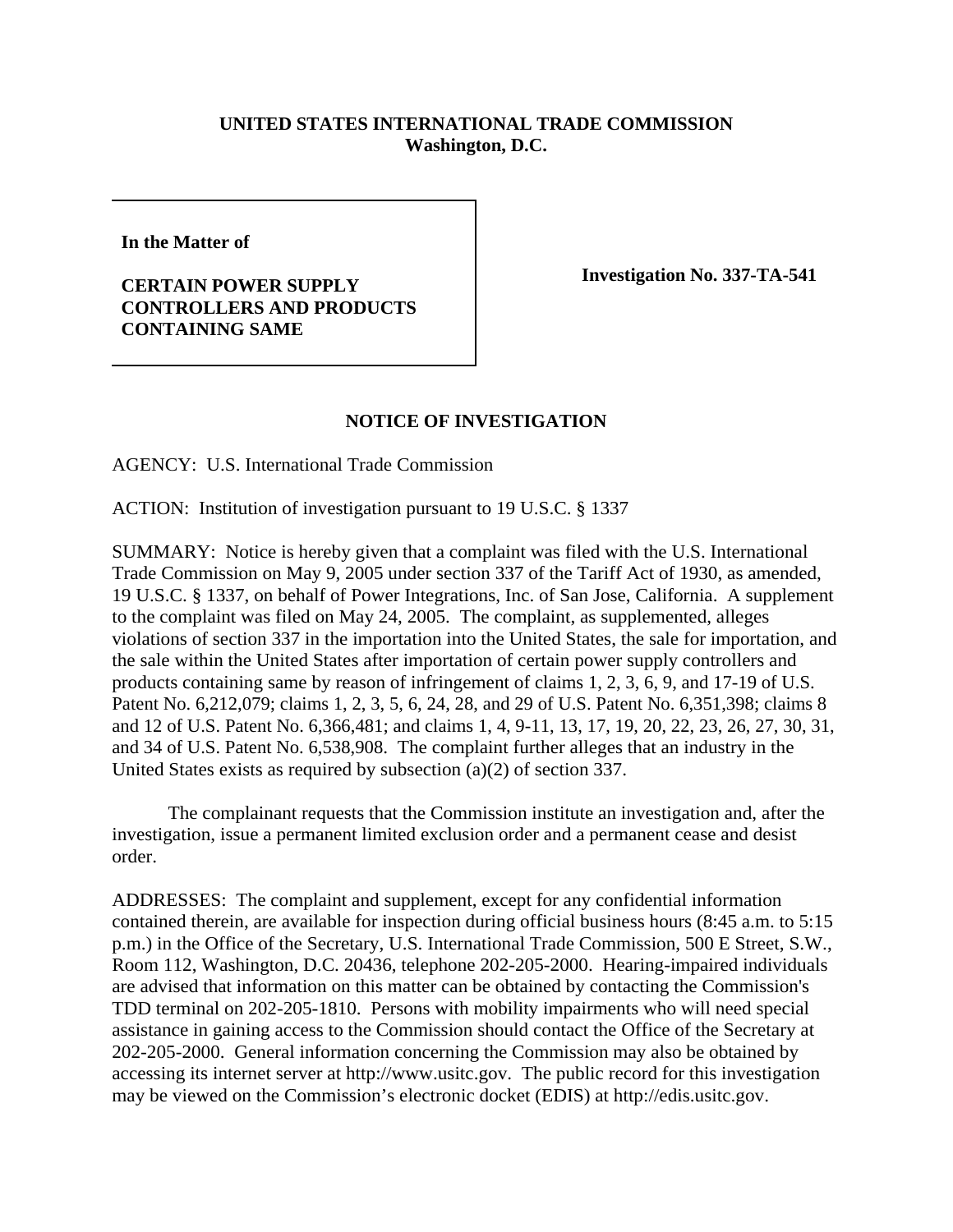**UNITED STATES INTERNATIONAL TRADE COMMISSION**
**Washington, D.C.**

| | |
|---|---|
| **In the Matter of**<br><br>**CERTAIN POWER SUPPLY CONTROLLERS AND PRODUCTS CONTAINING SAME** | **Investigation No. 337-TA-541** |

## NOTICE OF INVESTIGATION

AGENCY: U.S. International Trade Commission

ACTION: Institution of investigation pursuant to 19 U.S.C. § 1337

SUMMARY: Notice is hereby given that a complaint was filed with the U.S. International Trade Commission on May 9, 2005 under section 337 of the Tariff Act of 1930, as amended, 19 U.S.C. § 1337, on behalf of Power Integrations, Inc. of San Jose, California. A supplement to the complaint was filed on May 24, 2005. The complaint, as supplemented, alleges violations of section 337 in the importation into the United States, the sale for importation, and the sale within the United States after importation of certain power supply controllers and products containing same by reason of infringement of claims 1, 2, 3, 6, 9, and 17-19 of U.S. Patent No. 6,212,079; claims 1, 2, 3, 5, 6, 24, 28, and 29 of U.S. Patent No. 6,351,398; claims 8 and 12 of U.S. Patent No. 6,366,481; and claims 1, 4, 9-11, 13, 17, 19, 20, 22, 23, 26, 27, 30, 31, and 34 of U.S. Patent No. 6,538,908. The complaint further alleges that an industry in the United States exists as required by subsection (a)(2) of section 337.

The complainant requests that the Commission institute an investigation and, after the investigation, issue a permanent limited exclusion order and a permanent cease and desist order.

ADDRESSES: The complaint and supplement, except for any confidential information contained therein, are available for inspection during official business hours (8:45 a.m. to 5:15 p.m.) in the Office of the Secretary, U.S. International Trade Commission, 500 E Street, S.W., Room 112, Washington, D.C. 20436, telephone 202-205-2000. Hearing-impaired individuals are advised that information on this matter can be obtained by contacting the Commission's TDD terminal on 202-205-1810. Persons with mobility impairments who will need special assistance in gaining access to the Commission should contact the Office of the Secretary at 202-205-2000. General information concerning the Commission may also be obtained by accessing its internet server at http://www.usitc.gov. The public record for this investigation may be viewed on the Commission's electronic docket (EDIS) at http://edis.usitc.gov.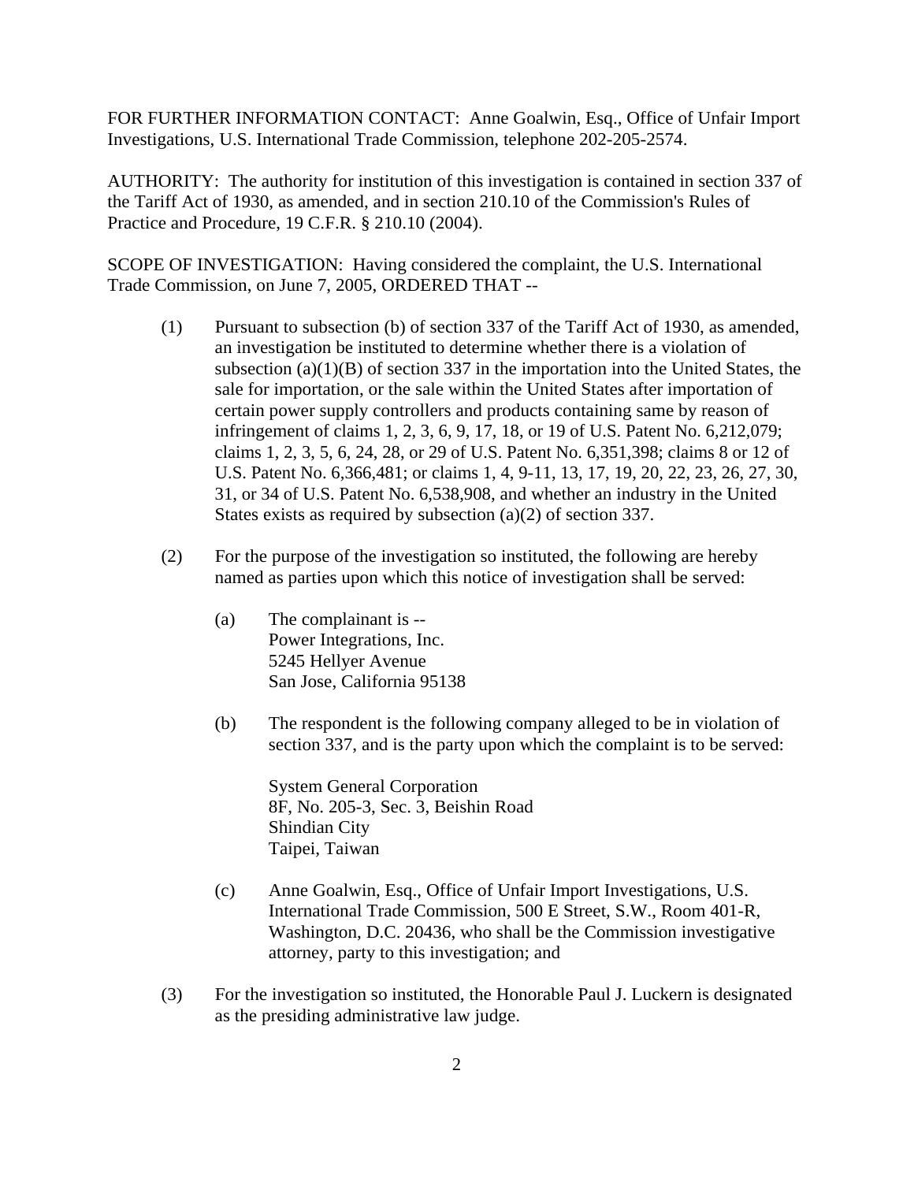FOR FURTHER INFORMATION CONTACT: Anne Goalwin, Esq., Office of Unfair Import Investigations, U.S. International Trade Commission, telephone 202-205-2574.

AUTHORITY: The authority for institution of this investigation is contained in section 337 of the Tariff Act of 1930, as amended, and in section 210.10 of the Commission's Rules of Practice and Procedure, 19 C.F.R. § 210.10 (2004).

SCOPE OF INVESTIGATION: Having considered the complaint, the U.S. International Trade Commission, on June 7, 2005, ORDERED THAT --

(1) Pursuant to subsection (b) of section 337 of the Tariff Act of 1930, as amended, an investigation be instituted to determine whether there is a violation of subsection (a)(1)(B) of section 337 in the importation into the United States, the sale for importation, or the sale within the United States after importation of certain power supply controllers and products containing same by reason of infringement of claims 1, 2, 3, 6, 9, 17, 18, or 19 of U.S. Patent No. 6,212,079; claims 1, 2, 3, 5, 6, 24, 28, or 29 of U.S. Patent No. 6,351,398; claims 8 or 12 of U.S. Patent No. 6,366,481; or claims 1, 4, 9-11, 13, 17, 19, 20, 22, 23, 26, 27, 30, 31, or 34 of U.S. Patent No. 6,538,908, and whether an industry in the United States exists as required by subsection (a)(2) of section 337.

(2) For the purpose of the investigation so instituted, the following are hereby named as parties upon which this notice of investigation shall be served:

   (a) The complainant is --
   Power Integrations, Inc.
   5245 Hellyer Avenue
   San Jose, California 95138

   (b) The respondent is the following company alleged to be in violation of section 337, and is the party upon which the complaint is to be served:

   System General Corporation
   8F, No. 205-3, Sec. 3, Beishin Road
   Shindian City
   Taipei, Taiwan

   (c) Anne Goalwin, Esq., Office of Unfair Import Investigations, U.S. International Trade Commission, 500 E Street, S.W., Room 401-R, Washington, D.C. 20436, who shall be the Commission investigative attorney, party to this investigation; and

(3) For the investigation so instituted, the Honorable Paul J. Luckern is designated as the presiding administrative law judge.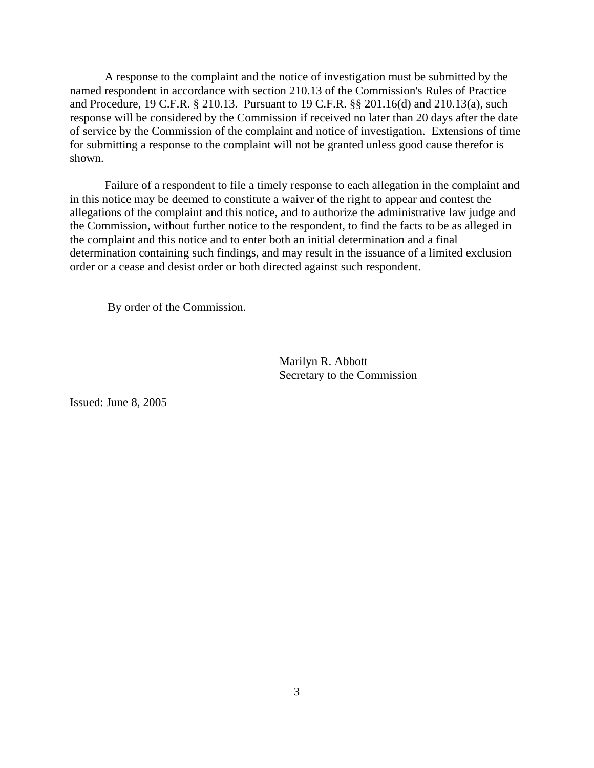A response to the complaint and the notice of investigation must be submitted by the named respondent in accordance with section 210.13 of the Commission's Rules of Practice and Procedure, 19 C.F.R. § 210.13. Pursuant to 19 C.F.R. §§ 201.16(d) and 210.13(a), such response will be considered by the Commission if received no later than 20 days after the date of service by the Commission of the complaint and notice of investigation. Extensions of time for submitting a response to the complaint will not be granted unless good cause therefor is shown.

Failure of a respondent to file a timely response to each allegation in the complaint and in this notice may be deemed to constitute a waiver of the right to appear and contest the allegations of the complaint and this notice, and to authorize the administrative law judge and the Commission, without further notice to the respondent, to find the facts to be as alleged in the complaint and this notice and to enter both an initial determination and a final determination containing such findings, and may result in the issuance of a limited exclusion order or a cease and desist order or both directed against such respondent.

By order of the Commission.

Marilyn R. Abbott
Secretary to the Commission

Issued: June 8, 2005